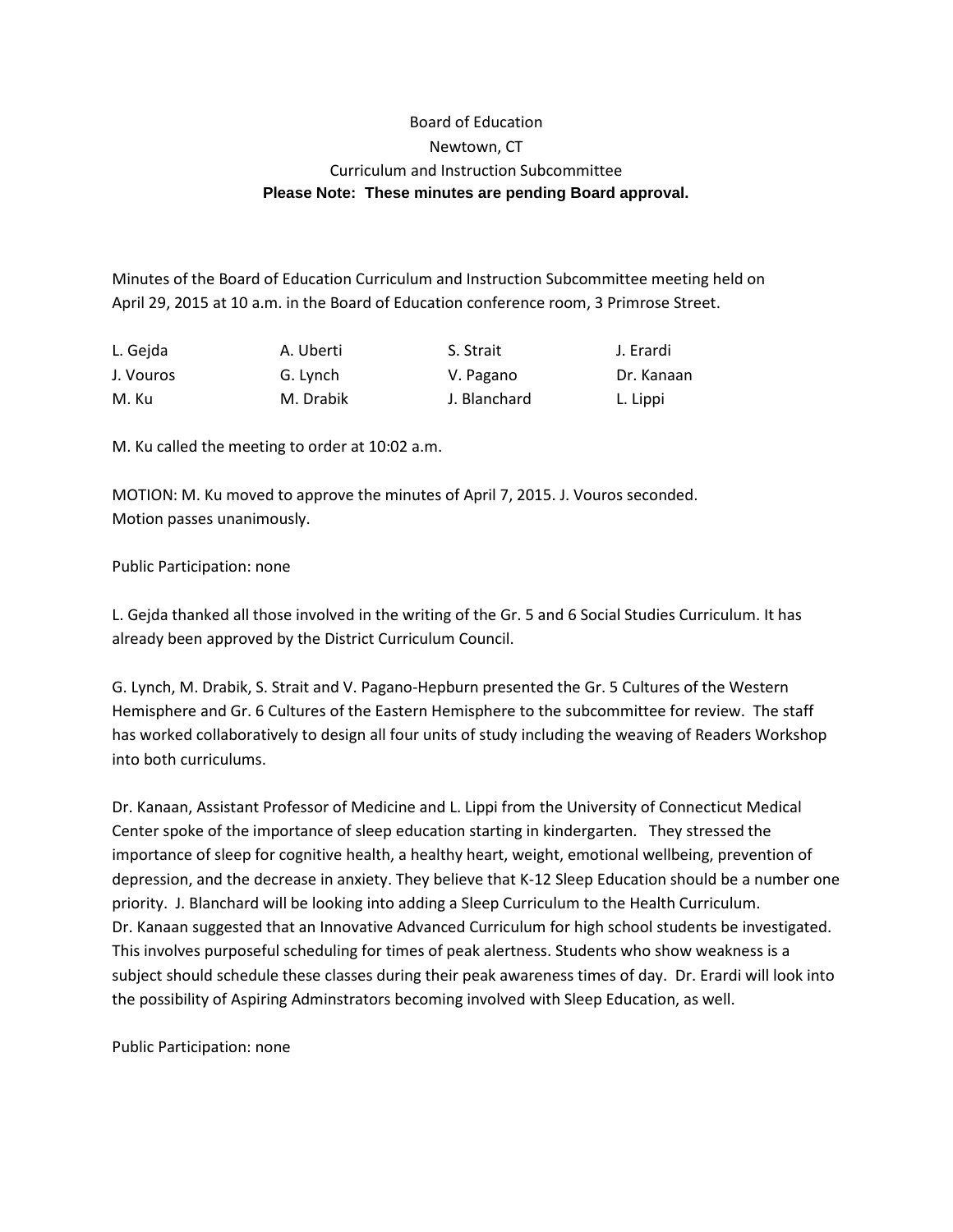Board of Education
Newtown, CT
Curriculum and Instruction Subcommittee
**Please Note: These minutes are pending Board approval.**

Minutes of the Board of Education Curriculum and Instruction Subcommittee meeting held on April 29, 2015 at 10 a.m. in the Board of Education conference room, 3 Primrose Street.

| | | | |
|---|---|---|---|
| L. Gejda | A. Uberti | S. Strait | J. Erardi |
| J. Vouros | G. Lynch | V. Pagano | Dr. Kanaan |
| M. Ku | M. Drabik | J. Blanchard | L. Lippi |

M. Ku called the meeting to order at 10:02 a.m.

MOTION: M. Ku moved to approve the minutes of April 7, 2015. J. Vouros seconded.
Motion passes unanimously.

Public Participation: none

L. Gejda thanked all those involved in the writing of the Gr. 5 and 6 Social Studies Curriculum. It has already been approved by the District Curriculum Council.

G. Lynch, M. Drabik, S. Strait and V. Pagano-Hepburn presented the Gr. 5 Cultures of the Western Hemisphere and Gr. 6 Cultures of the Eastern Hemisphere to the subcommittee for review. The staff has worked collaboratively to design all four units of study including the weaving of Readers Workshop into both curriculums.

Dr. Kanaan, Assistant Professor of Medicine and L. Lippi from the University of Connecticut Medical Center spoke of the importance of sleep education starting in kindergarten. They stressed the importance of sleep for cognitive health, a healthy heart, weight, emotional wellbeing, prevention of depression, and the decrease in anxiety. They believe that K-12 Sleep Education should be a number one priority. J. Blanchard will be looking into adding a Sleep Curriculum to the Health Curriculum.
Dr. Kanaan suggested that an Innovative Advanced Curriculum for high school students be investigated. This involves purposeful scheduling for times of peak alertness. Students who show weakness is a subject should schedule these classes during their peak awareness times of day. Dr. Erardi will look into the possibility of Aspiring Adminstrators becoming involved with Sleep Education, as well.

Public Participation: none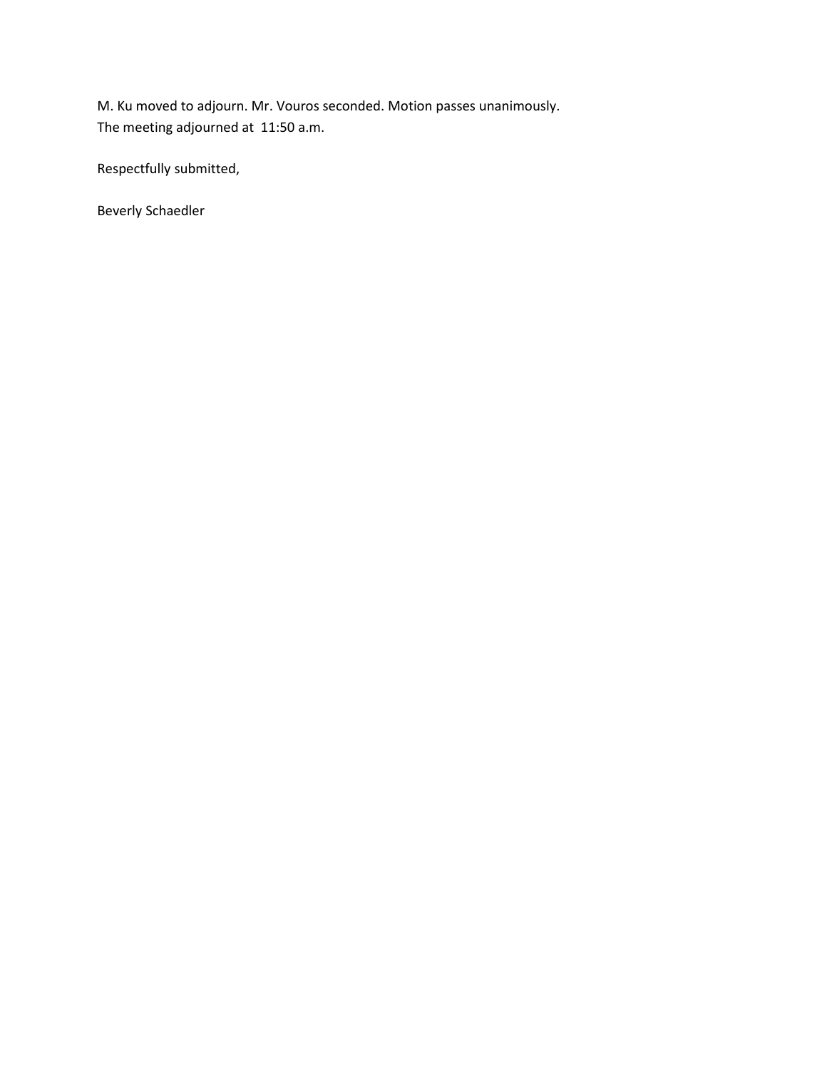M. Ku moved to adjourn. Mr. Vouros seconded. Motion passes unanimously.
The meeting adjourned at 11:50 a.m.

Respectfully submitted,

Beverly Schaedler